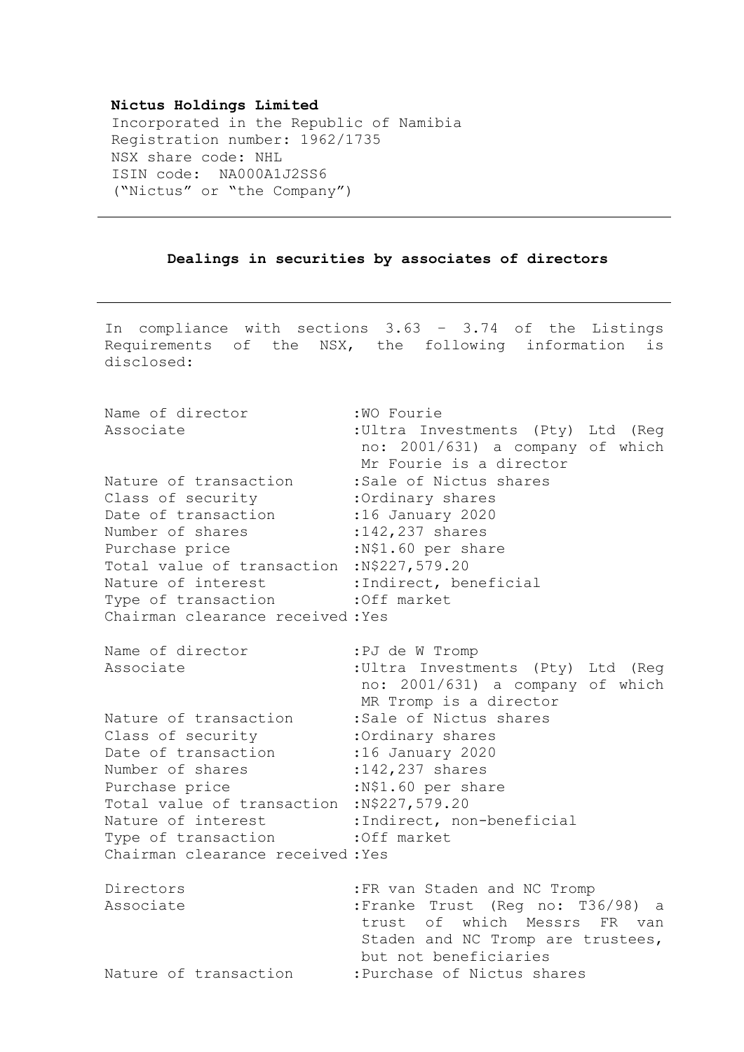**Nictus Holdings Limited**
Incorporated in the Republic of Namibia
Registration number: 1962/1735
NSX share code: NHL
ISIN code: NA000A1J2SS6
("Nictus" or "the Company")

---

**Dealings in securities by associates of directors**

---

In compliance with sections 3.63 – 3.74 of the Listings Requirements of the NSX, the following information is disclosed:

| | |
|---|---|
| Name of director | :WO Fourie |
| Associate | :Ultra Investments (Pty) Ltd (Reg no: 2001/631) a company of which Mr Fourie is a director |
| Nature of transaction | :Sale of Nictus shares |
| Class of security | :Ordinary shares |
| Date of transaction | :16 January 2020 |
| Number of shares | :142,237 shares |
| Purchase price | :N$1.60 per share |
| Total value of transaction | :N$227,579.20 |
| Nature of interest | :Indirect, beneficial |
| Type of transaction | :Off market |
| Chairman clearance received | :Yes |

| | |
|---|---|
| Name of director | :PJ de W Tromp |
| Associate | :Ultra Investments (Pty) Ltd (Reg no: 2001/631) a company of which MR Tromp is a director |
| Nature of transaction | :Sale of Nictus shares |
| Class of security | :Ordinary shares |
| Date of transaction | :16 January 2020 |
| Number of shares | :142,237 shares |
| Purchase price | :N$1.60 per share |
| Total value of transaction | :N$227,579.20 |
| Nature of interest | :Indirect, non-beneficial |
| Type of transaction | :Off market |
| Chairman clearance received | :Yes |

| | |
|---|---|
| Directors | :FR van Staden and NC Tromp |
| Associate | :Franke Trust (Reg no: T36/98) a trust of which Messrs FR van Staden and NC Tromp are trustees, but not beneficiaries |
| Nature of transaction | :Purchase of Nictus shares |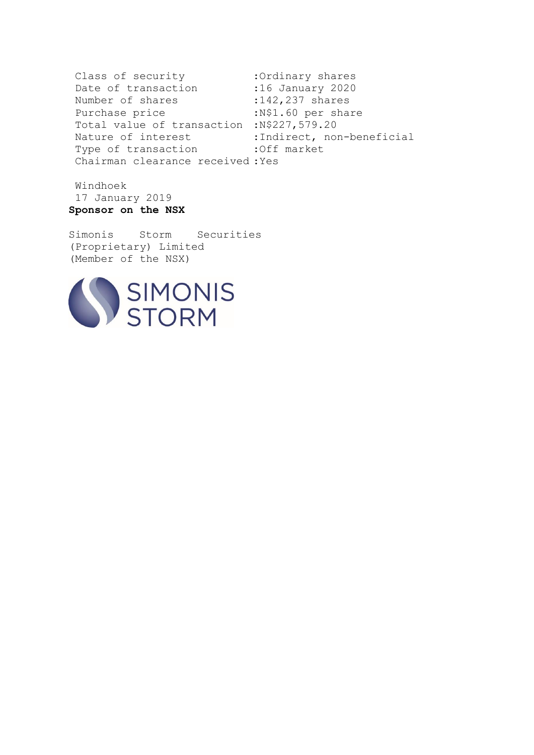| | |
|---|---|
| Class of security | :Ordinary shares |
| Date of transaction | :16 January 2020 |
| Number of shares | :142,237 shares |
| Purchase price | :N$1.60 per share |
| Total value of transaction | :N$227,579.20 |
| Nature of interest | :Indirect, non-beneficial |
| Type of transaction | :Off market |
| Chairman clearance received | :Yes |

Windhoek
17 January 2019

**Sponsor on the NSX**

Simonis Storm Securities (Proprietary) Limited
(Member of the NSX)

SIMONIS STORM